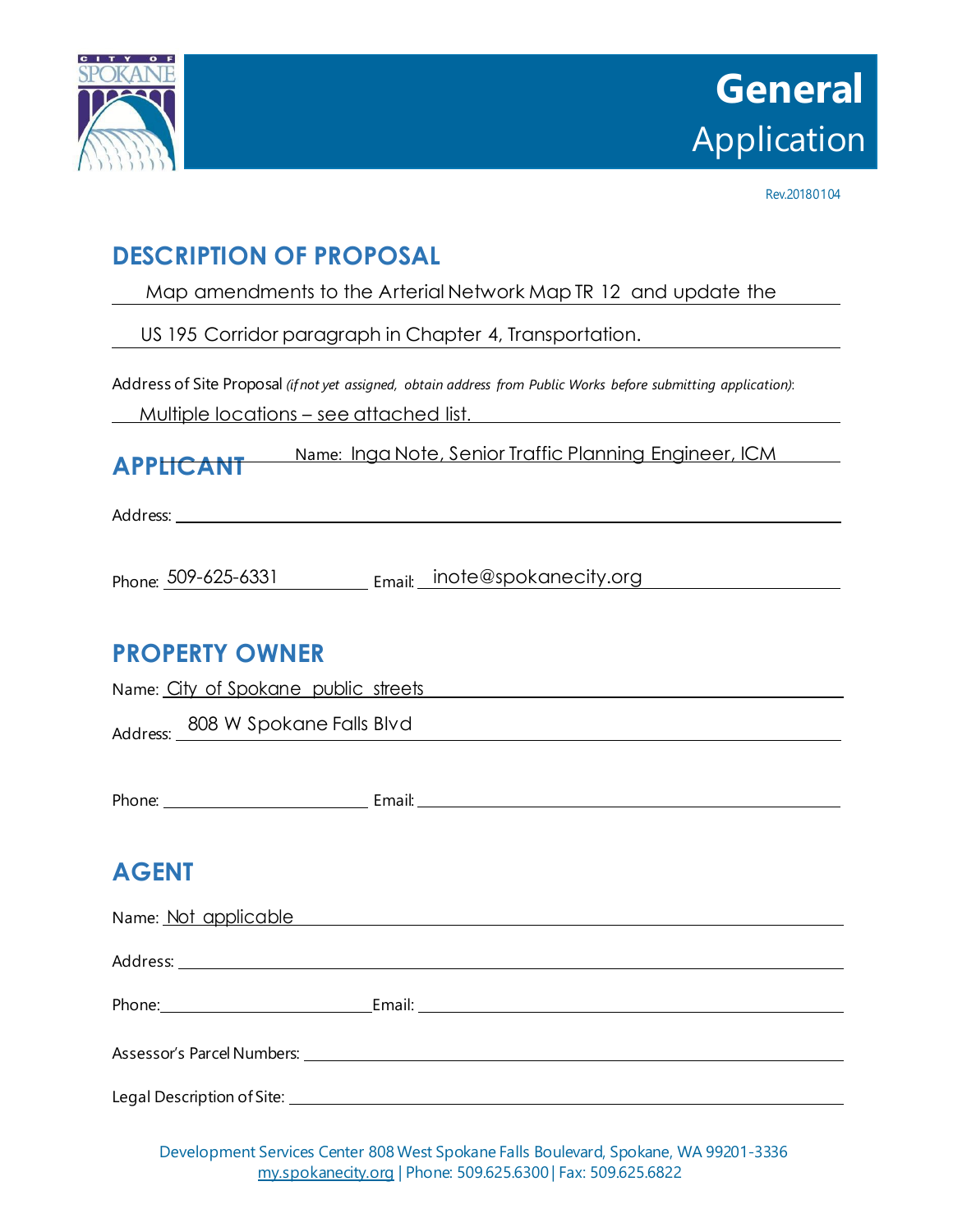# General Application

Rev.20180104

## DESCRIPTION OF PROPOSAL

Map amendments to the Arterial Network Map TR 12 and update the US 195 Corridor paragraph in Chapter 4, Transportation.

Address of Site Proposal *(if not yet assigned, obtain address from Public Works before submitting application)*:

Multiple locations – see attached list.

## APPLICANT

Name: Inga Note, Senior Traffic Planning Engineer, ICM

Address:

Phone: 509-625-6331 Email: inote@spokanecity.org

## PROPERTY OWNER

Name: City of Spokane public streets

Address: 808 W Spokane Falls Blvd

Phone: Email:

## AGENT

Name: Not applicable

Address:

Phone: Email:

Assessor's Parcel Numbers:

Legal Description of Site:

Development Services Center 808 West Spokane Falls Boulevard, Spokane, WA 99201-3336
my.spokanecity.org | Phone: 509.625.6300 | Fax: 509.625.6822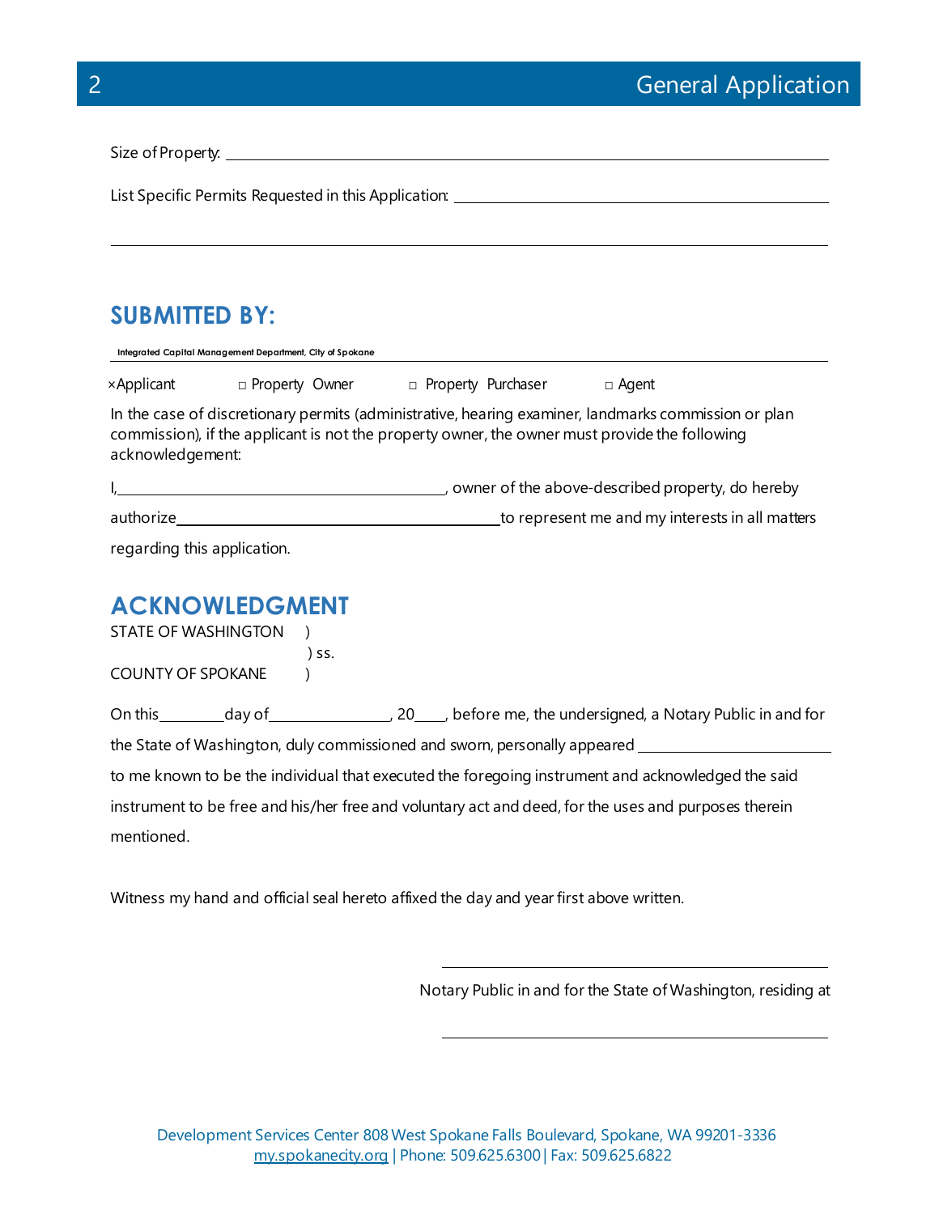Size of Property: ______________________________________________

List Specific Permits Requested in this Application: ______________________________

______________________________________________________________

## SUBMITTED BY:

Integrated Capital Management Department, City of Spokane

×Applicant    □ Property Owner    □ Property Purchaser    □ Agent

In the case of discretionary permits (administrative, hearing examiner, landmarks commission or plan commission), if the applicant is not the property owner, the owner must provide the following acknowledgement:

I, ______________________________, owner of the above-described property, do hereby authorize ______________________________ to represent me and my interests in all matters regarding this application.

## ACKNOWLEDGMENT

STATE OF WASHINGTON )
) ss.
COUNTY OF SPOKANE )

On this ______ day of ____________, 20____, before me, the undersigned, a Notary Public in and for the State of Washington, duly commissioned and sworn, personally appeared ____________________ to me known to be the individual that executed the foregoing instrument and acknowledged the said instrument to be free and his/her free and voluntary act and deed, for the uses and purposes therein mentioned.

Witness my hand and official seal hereto affixed the day and year first above written.

______________________________

Notary Public in and for the State of Washington, residing at

______________________________

Development Services Center 808 West Spokane Falls Boulevard, Spokane, WA 99201-3336
my.spokanecity.org | Phone: 509.625.6300 | Fax: 509.625.6822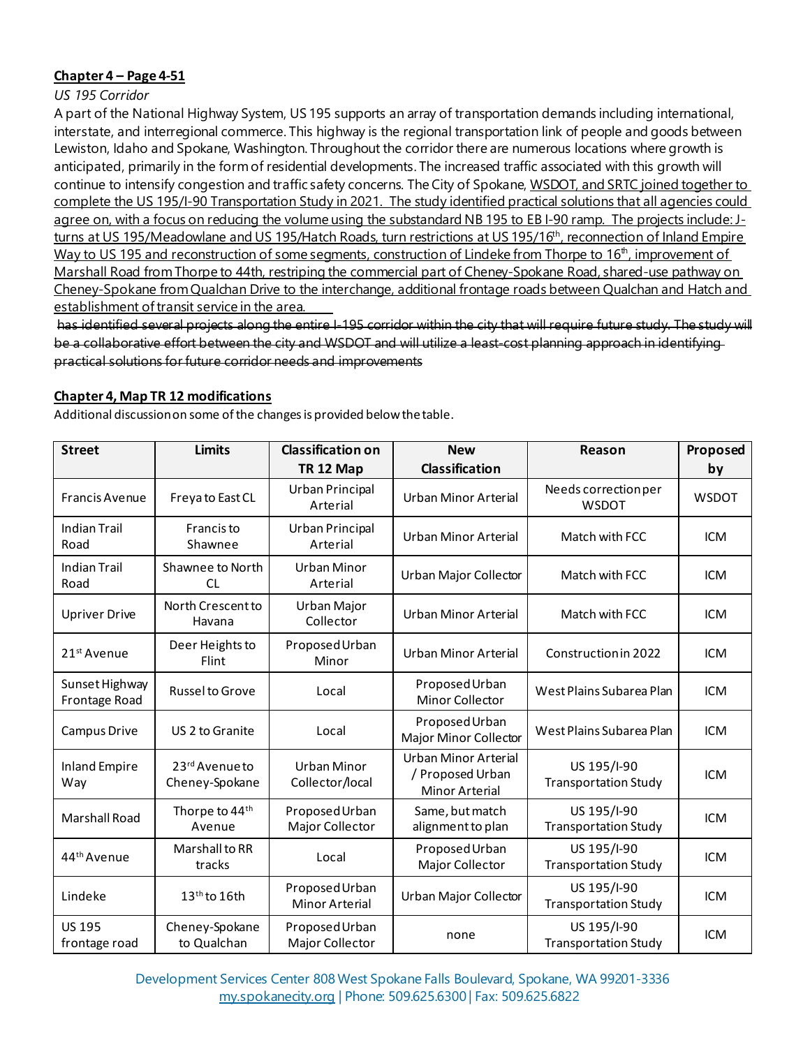**Chapter 4 – Page 4-51**

*US 195 Corridor*

A part of the National Highway System, US 195 supports an array of transportation demands including international, interstate, and interregional commerce. This highway is the regional transportation link of people and goods between Lewiston, Idaho and Spokane, Washington. Throughout the corridor there are numerous locations where growth is anticipated, primarily in the form of residential developments. The increased traffic associated with this growth will continue to intensify congestion and traffic safety concerns. The City of Spokane, <u>WSDOT, and SRTC joined together to complete the US 195/I-90 Transportation Study in 2021. The study identified practical solutions that all agencies could agree on, with a focus on reducing the volume using the substandard NB 195 to EB I-90 ramp. The projects include: J-turns at US 195/Meadowlane and US 195/Hatch Roads, turn restrictions at US 195/16th, reconnection of Inland Empire Way to US 195 and reconstruction of some segments, construction of Lindeke from Thorpe to 16th, improvement of Marshall Road from Thorpe to 44th, restriping the commercial part of Cheney-Spokane Road, shared-use pathway on Cheney-Spokane from Qualchan Drive to the interchange, additional frontage roads between Qualchan and Hatch and establishment of transit service in the area.</u>

~~has identified several projects along the entire I-195 corridor within the city that will require future study. The study will be a collaborative effort between the city and WSDOT and will utilize a least-cost planning approach in identifying practical solutions for future corridor needs and improvements~~

**Chapter 4, Map TR 12 modifications**

Additional discussion on some of the changes is provided below the table.

| Street | Limits | Classification on TR 12 Map | New Classification | Reason | Proposed by |
|---|---|---|---|---|---|
| Francis Avenue | Freya to East CL | Urban Principal Arterial | Urban Minor Arterial | Needs correction per WSDOT | WSDOT |
| Indian Trail Road | Francis to Shawnee | Urban Principal Arterial | Urban Minor Arterial | Match with FCC | ICM |
| Indian Trail Road | Shawnee to North CL | Urban Minor Arterial | Urban Major Collector | Match with FCC | ICM |
| Upriver Drive | North Crescent to Havana | Urban Major Collector | Urban Minor Arterial | Match with FCC | ICM |
| 21st Avenue | Deer Heights to Flint | Proposed Urban Minor | Urban Minor Arterial | Construction in 2022 | ICM |
| Sunset Highway Frontage Road | Russel to Grove | Local | Proposed Urban Minor Collector | West Plains Subarea Plan | ICM |
| Campus Drive | US 2 to Granite | Local | Proposed Urban Major Minor Collector | West Plains Subarea Plan | ICM |
| Inland Empire Way | 23rd Avenue to Cheney-Spokane | Urban Minor Collector/local | Urban Minor Arterial / Proposed Urban Minor Arterial | US 195/I-90 Transportation Study | ICM |
| Marshall Road | Thorpe to 44th Avenue | Proposed Urban Major Collector | Same, but match alignment to plan | US 195/I-90 Transportation Study | ICM |
| 44th Avenue | Marshall to RR tracks | Local | Proposed Urban Major Collector | US 195/I-90 Transportation Study | ICM |
| Lindeke | 13th to 16th | Proposed Urban Minor Arterial | Urban Major Collector | US 195/I-90 Transportation Study | ICM |
| US 195 frontage road | Cheney-Spokane to Qualchan | Proposed Urban Major Collector | none | US 195/I-90 Transportation Study | ICM |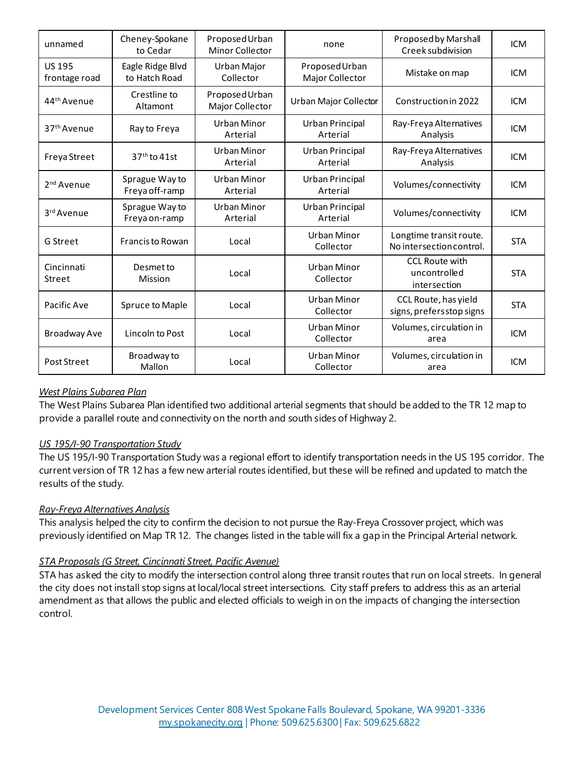| | | | | | |
|---|---|---|---|---|---|
| unnamed | Cheney-Spokane to Cedar | Proposed Urban Minor Collector | none | Proposed by Marshall Creek subdivision | ICM |
| US 195 frontage road | Eagle Ridge Blvd to Hatch Road | Urban Major Collector | Proposed Urban Major Collector | Mistake on map | ICM |
| 44th Avenue | Crestline to Altamont | Proposed Urban Major Collector | Urban Major Collector | Construction in 2022 | ICM |
| 37th Avenue | Ray to Freya | Urban Minor Arterial | Urban Principal Arterial | Ray-Freya Alternatives Analysis | ICM |
| Freya Street | 37th to 41st | Urban Minor Arterial | Urban Principal Arterial | Ray-Freya Alternatives Analysis | ICM |
| 2nd Avenue | Sprague Way to Freya off-ramp | Urban Minor Arterial | Urban Principal Arterial | Volumes/connectivity | ICM |
| 3rd Avenue | Sprague Way to Freya on-ramp | Urban Minor Arterial | Urban Principal Arterial | Volumes/connectivity | ICM |
| G Street | Francis to Rowan | Local | Urban Minor Collector | Longtime transit route. No intersection control. | STA |
| Cincinnati Street | Desmet to Mission | Local | Urban Minor Collector | CCL Route with uncontrolled intersection | STA |
| Pacific Ave | Spruce to Maple | Local | Urban Minor Collector | CCL Route, has yield signs, prefers stop signs | STA |
| Broadway Ave | Lincoln to Post | Local | Urban Minor Collector | Volumes, circulation in area | ICM |
| Post Street | Broadway to Mallon | Local | Urban Minor Collector | Volumes, circulation in area | ICM |

*West Plains Subarea Plan*

The West Plains Subarea Plan identified two additional arterial segments that should be added to the TR 12 map to provide a parallel route and connectivity on the north and south sides of Highway 2.

*US 195/I-90 Transportation Study*

The US 195/I-90 Transportation Study was a regional effort to identify transportation needs in the US 195 corridor. The current version of TR 12 has a few new arterial routes identified, but these will be refined and updated to match the results of the study.

*Ray-Freya Alternatives Analysis*

This analysis helped the city to confirm the decision to not pursue the Ray-Freya Crossover project, which was previously identified on Map TR 12. The changes listed in the table will fix a gap in the Principal Arterial network.

*STA Proposals (G Street, Cincinnati Street, Pacific Avenue)*

STA has asked the city to modify the intersection control along three transit routes that run on local streets. In general the city does not install stop signs at local/local street intersections. City staff prefers to address this as an arterial amendment as that allows the public and elected officials to weigh in on the impacts of changing the intersection control.

Development Services Center 808 West Spokane Falls Boulevard, Spokane, WA 99201-3336
my.spokanecity.org | Phone: 509.625.6300 | Fax: 509.625.6822